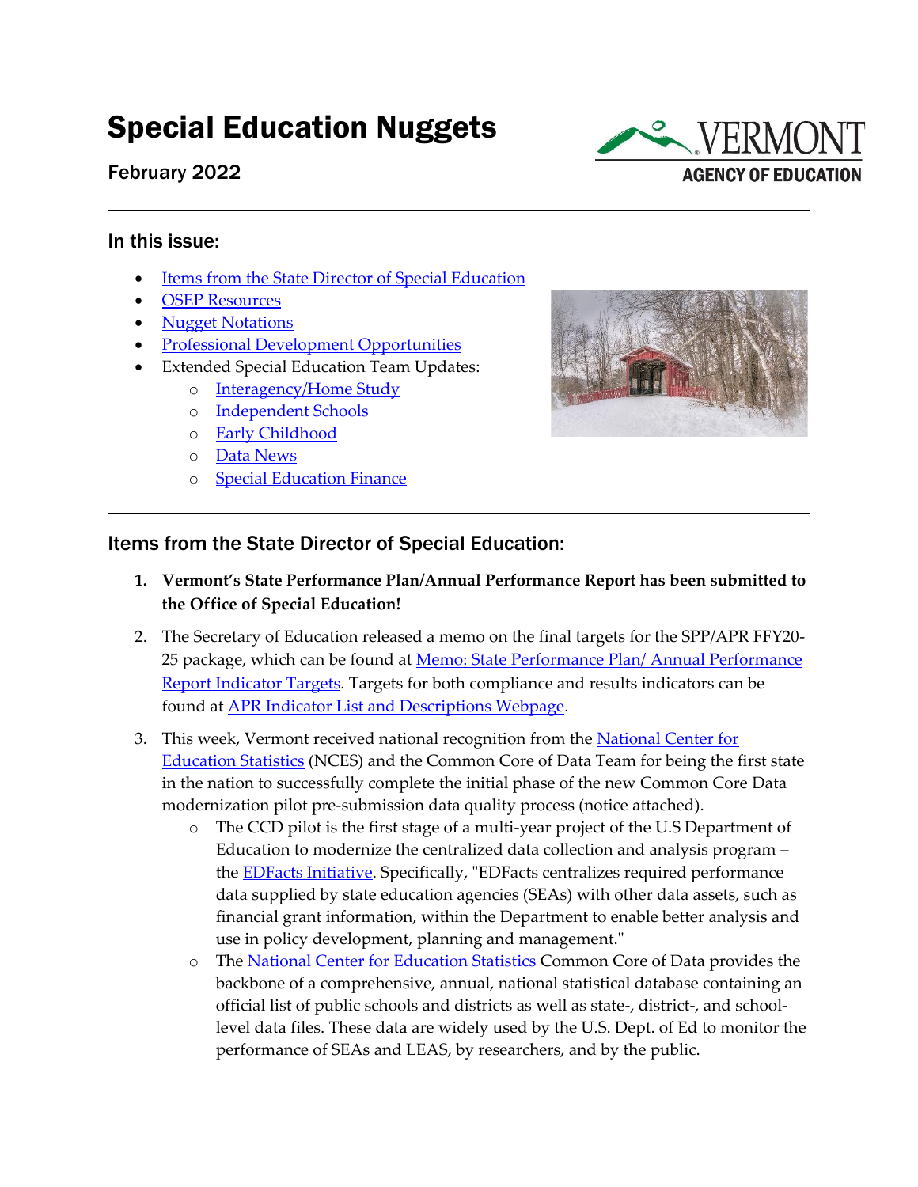# Special Education Nuggets

February 2022

VERMONT AGENCY OF EDUCATION

## In this issue:

- Items from the State Director of Special Education
- OSEP Resources
- Nugget Notations
- Professional Development Opportunities
- Extended Special Education Team Updates:
    - Interagency/Home Study
    - Independent Schools
    - Early Childhood
    - Data News
    - Special Education Finance

## Items from the State Director of Special Education:

1. **Vermont's State Performance Plan/Annual Performance Report has been submitted to the Office of Special Education!**
2. The Secretary of Education released a memo on the final targets for the SPP/APR FFY20-25 package, which can be found at Memo: State Performance Plan/ Annual Performance Report Indicator Targets. Targets for both compliance and results indicators can be found at APR Indicator List and Descriptions Webpage.
3. This week, Vermont received national recognition from the National Center for Education Statistics (NCES) and the Common Core of Data Team for being the first state in the nation to successfully complete the initial phase of the new Common Core Data modernization pilot pre-submission data quality process (notice attached).
    - The CCD pilot is the first stage of a multi-year project of the U.S Department of Education to modernize the centralized data collection and analysis program – the EDFacts Initiative. Specifically, "EDFacts centralizes required performance data supplied by state education agencies (SEAs) with other data assets, such as financial grant information, within the Department to enable better analysis and use in policy development, planning and management."
    - The National Center for Education Statistics Common Core of Data provides the backbone of a comprehensive, annual, national statistical database containing an official list of public schools and districts as well as state-, district-, and school-level data files. These data are widely used by the U.S. Dept. of Ed to monitor the performance of SEAs and LEAS, by researchers, and by the public.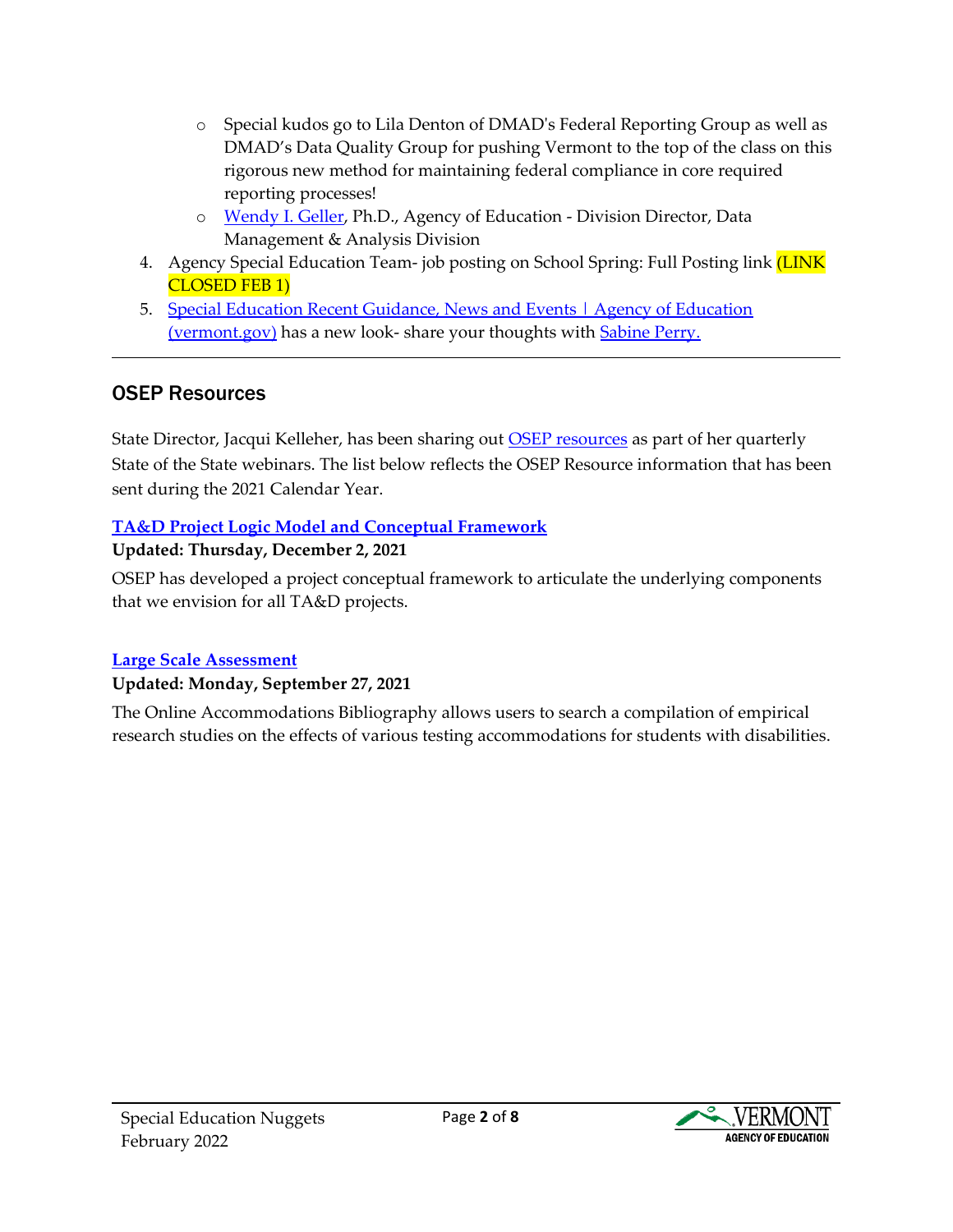- Special kudos go to Lila Denton of DMAD's Federal Reporting Group as well as DMAD's Data Quality Group for pushing Vermont to the top of the class on this rigorous new method for maintaining federal compliance in core required reporting processes!
    - Wendy I. Geller, Ph.D., Agency of Education - Division Director, Data Management & Analysis Division
4. Agency Special Education Team- job posting on School Spring: Full Posting link (LINK CLOSED FEB 1)
5. Special Education Recent Guidance, News and Events | Agency of Education (vermont.gov) has a new look- share your thoughts with Sabine Perry.

---

## OSEP Resources

State Director, Jacqui Kelleher, has been sharing out OSEP resources as part of her quarterly State of the State webinars. The list below reflects the OSEP Resource information that has been sent during the 2021 Calendar Year.

**TA&D Project Logic Model and Conceptual Framework**

**Updated: Thursday, December 2, 2021**

OSEP has developed a project conceptual framework to articulate the underlying components that we envision for all TA&D projects.

**Large Scale Assessment**

**Updated: Monday, September 27, 2021**

The Online Accommodations Bibliography allows users to search a compilation of empirical research studies on the effects of various testing accommodations for students with disabilities.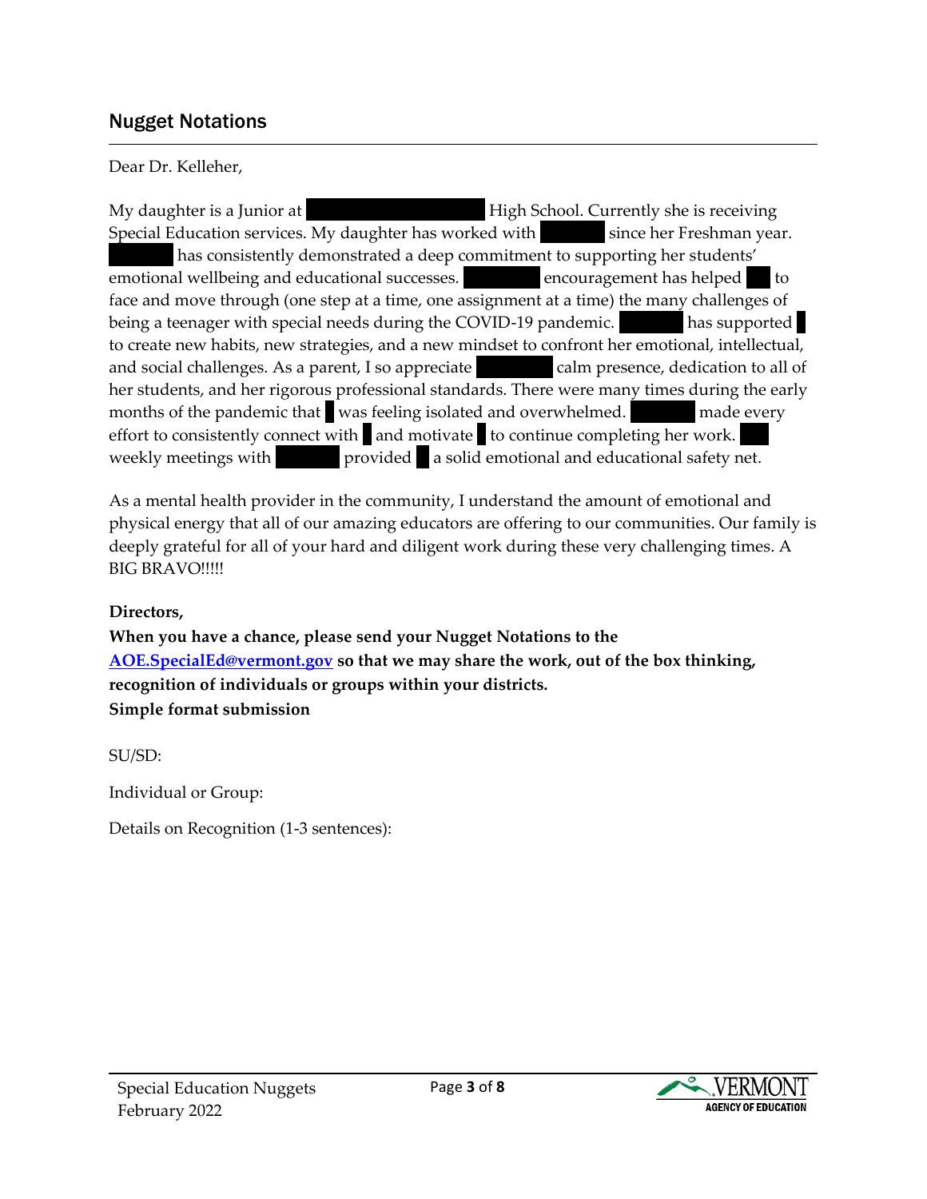## Nugget Notations

Dear Dr. Kelleher,

My daughter is a Junior at [redacted] High School. Currently she is receiving Special Education services. My daughter has worked with [redacted] since her Freshman year. [redacted] has consistently demonstrated a deep commitment to supporting her students' emotional wellbeing and educational successes. [redacted] encouragement has helped [redacted] to face and move through (one step at a time, one assignment at a time) the many challenges of being a teenager with special needs during the COVID-19 pandemic. [redacted] has supported [redacted] to create new habits, new strategies, and a new mindset to confront her emotional, intellectual, and social challenges. As a parent, I so appreciate [redacted] calm presence, dedication to all of her students, and her rigorous professional standards. There were many times during the early months of the pandemic that [redacted] was feeling isolated and overwhelmed. [redacted] made every effort to consistently connect with [redacted] and motivate [redacted] to continue completing her work. [redacted] weekly meetings with [redacted] provided [redacted] a solid emotional and educational safety net.

As a mental health provider in the community, I understand the amount of emotional and physical energy that all of our amazing educators are offering to our communities. Our family is deeply grateful for all of your hard and diligent work during these very challenging times. A BIG BRAVO!!!!!

**Directors,**
**When you have a chance, please send your Nugget Notations to the [AOE.SpecialEd@vermont.gov](mailto:AOE.SpecialEd@vermont.gov) so that we may share the work, out of the box thinking, recognition of individuals or groups within your districts.**
**Simple format submission**

SU/SD:

Individual or Group:

Details on Recognition (1-3 sentences):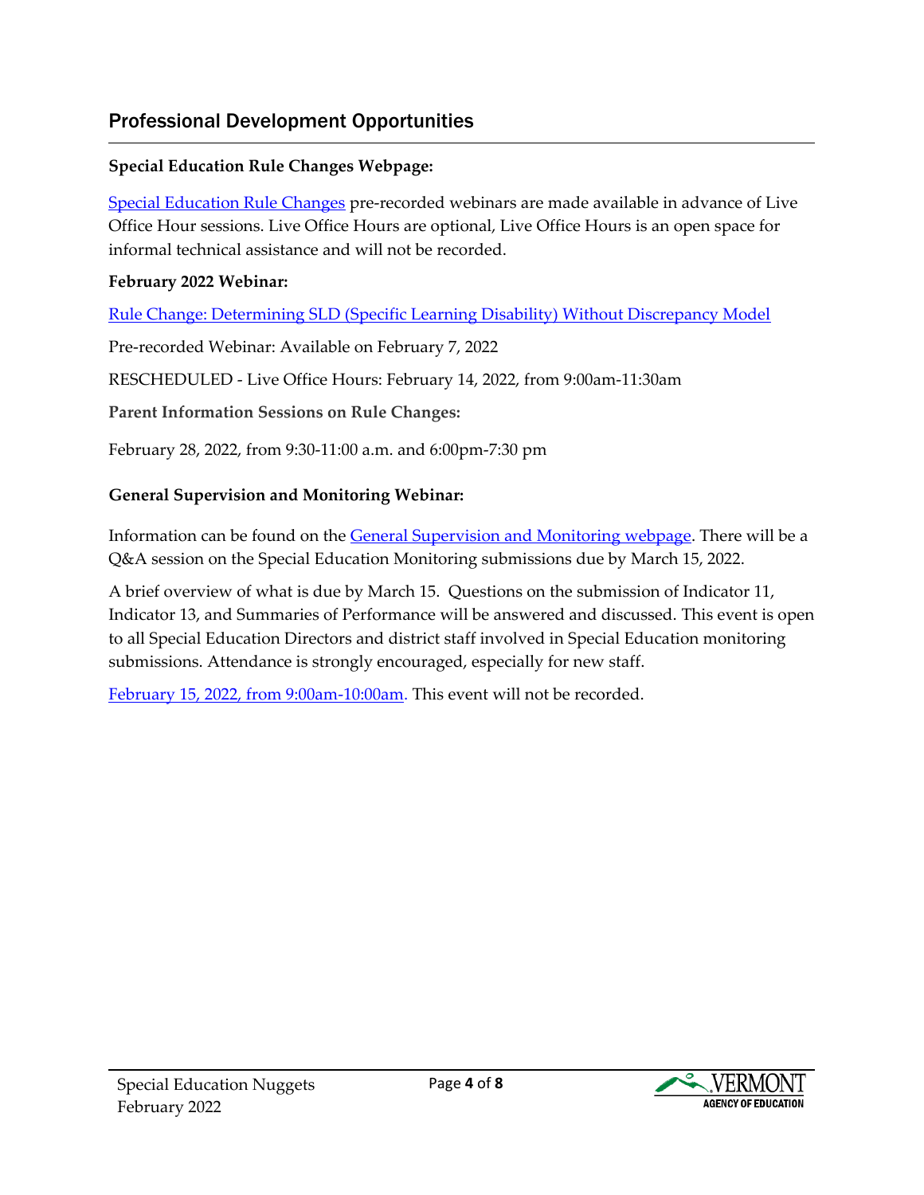## Professional Development Opportunities

**Special Education Rule Changes Webpage:**

Special Education Rule Changes pre-recorded webinars are made available in advance of Live Office Hour sessions. Live Office Hours are optional, Live Office Hours is an open space for informal technical assistance and will not be recorded.

**February 2022 Webinar:**

Rule Change: Determining SLD (Specific Learning Disability) Without Discrepancy Model

Pre-recorded Webinar: Available on February 7, 2022

RESCHEDULED - Live Office Hours: February 14, 2022, from 9:00am-11:30am

**Parent Information Sessions on Rule Changes:**

February 28, 2022, from 9:30-11:00 a.m. and 6:00pm-7:30 pm

**General Supervision and Monitoring Webinar:**

Information can be found on the General Supervision and Monitoring webpage. There will be a Q&A session on the Special Education Monitoring submissions due by March 15, 2022.

A brief overview of what is due by March 15. Questions on the submission of Indicator 11, Indicator 13, and Summaries of Performance will be answered and discussed. This event is open to all Special Education Directors and district staff involved in Special Education monitoring submissions. Attendance is strongly encouraged, especially for new staff.

February 15, 2022, from 9:00am-10:00am. This event will not be recorded.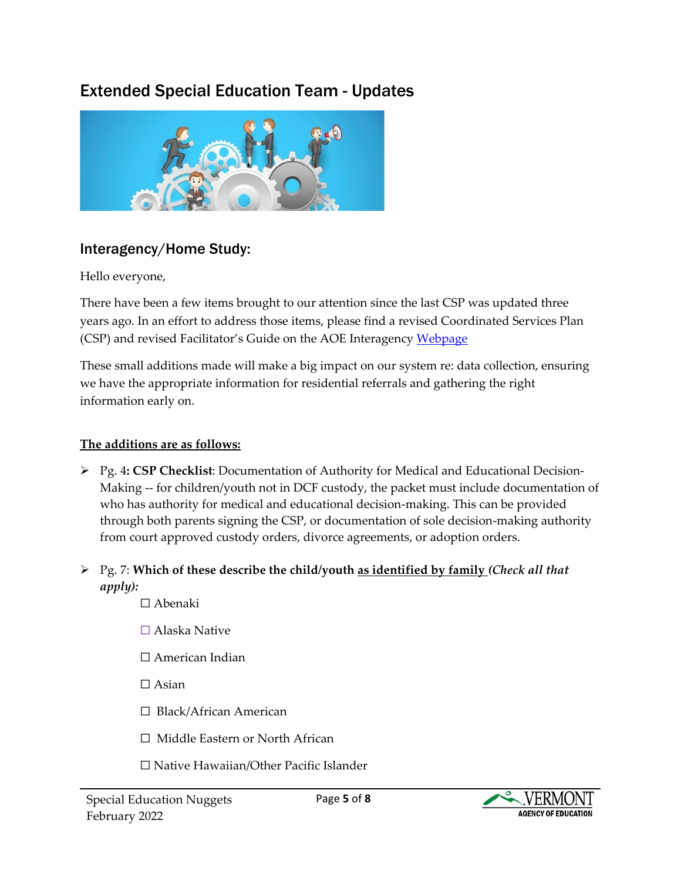# Extended Special Education Team - Updates

## Interagency/Home Study:

Hello everyone,

There have been a few items brought to our attention since the last CSP was updated three years ago. In an effort to address those items, please find a revised Coordinated Services Plan (CSP) and revised Facilitator's Guide on the AOE Interagency [Webpage]

These small additions made will make a big impact on our system re: data collection, ensuring we have the appropriate information for residential referrals and gathering the right information early on.

**<u>The additions are as follows:</u>**

- Pg. 4**: CSP Checklist**: Documentation of Authority for Medical and Educational Decision-Making -- for children/youth not in DCF custody, the packet must include documentation of who has authority for medical and educational decision-making. This can be provided through both parents signing the CSP, or documentation of sole decision-making authority from court approved custody orders, divorce agreements, or adoption orders.

- Pg. 7: **Which of these describe the child/youth <u>as identified by family</u> *(Check all that apply):***

  ☐ Abenaki

  ☐ Alaska Native

  ☐ American Indian

  ☐ Asian

  ☐ Black/African American

  ☐ Middle Eastern or North African

  ☐ Native Hawaiian/Other Pacific Islander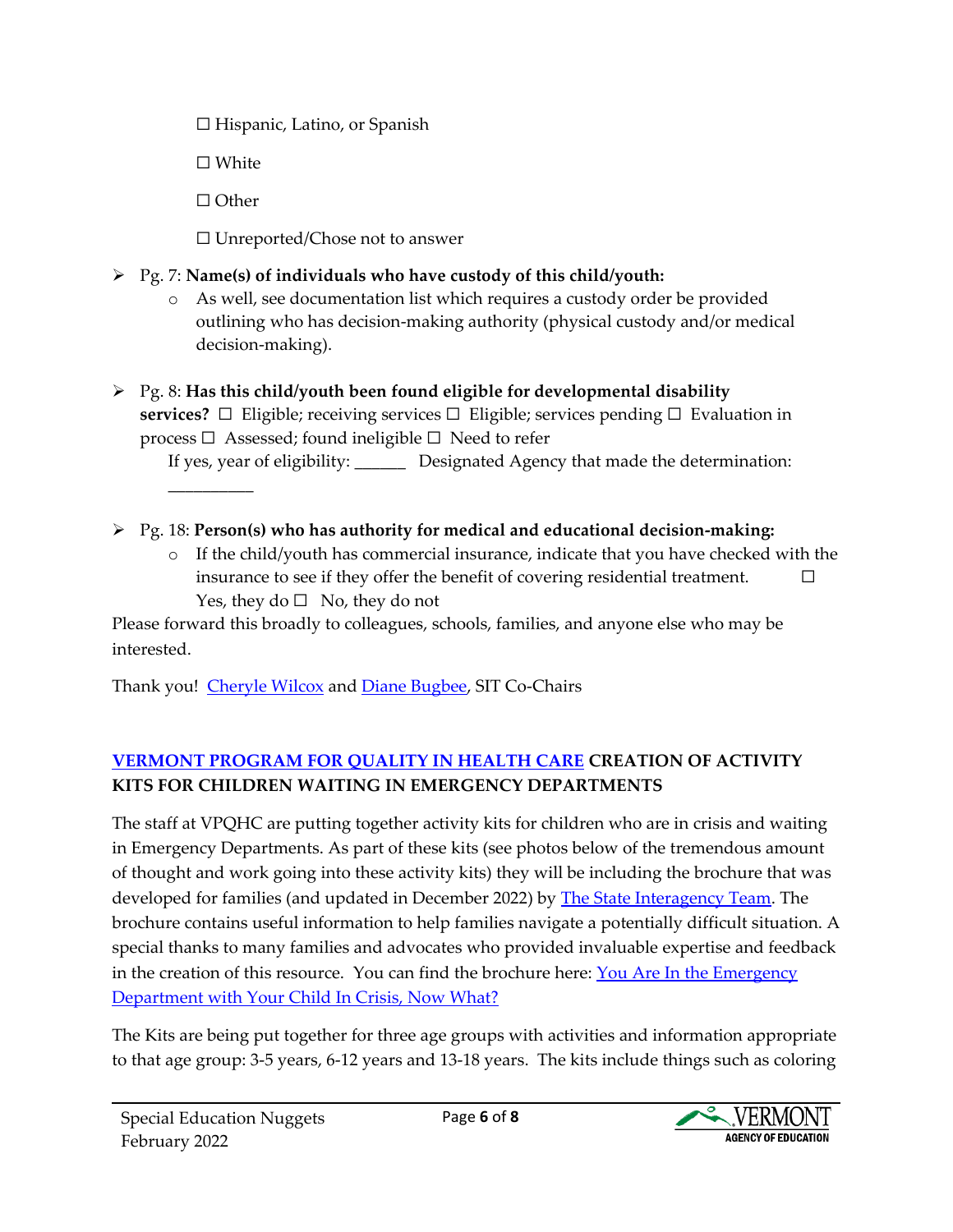☐ Hispanic, Latino, or Spanish

☐ White

☐ Other

☐ Unreported/Chose not to answer

- Pg. 7: **Name(s) of individuals who have custody of this child/youth:**
  - As well, see documentation list which requires a custody order be provided outlining who has decision-making authority (physical custody and/or medical decision-making).
- Pg. 8: **Has this child/youth been found eligible for developmental disability services?** ☐ Eligible; receiving services ☐ Eligible; services pending ☐ Evaluation in process ☐ Assessed; found ineligible ☐ Need to refer

  If yes, year of eligibility: ______ Designated Agency that made the determination: __________
- Pg. 18: **Person(s) who has authority for medical and educational decision-making:**
  - If the child/youth has commercial insurance, indicate that you have checked with the insurance to see if they offer the benefit of covering residential treatment. ☐ Yes, they do ☐ No, they do not

Please forward this broadly to colleagues, schools, families, and anyone else who may be interested.

Thank you! Cheryle Wilcox and Diane Bugbee, SIT Co-Chairs

## VERMONT PROGRAM FOR QUALITY IN HEALTH CARE CREATION OF ACTIVITY KITS FOR CHILDREN WAITING IN EMERGENCY DEPARTMENTS

The staff at VPQHC are putting together activity kits for children who are in crisis and waiting in Emergency Departments. As part of these kits (see photos below of the tremendous amount of thought and work going into these activity kits) they will be including the brochure that was developed for families (and updated in December 2022) by The State Interagency Team. The brochure contains useful information to help families navigate a potentially difficult situation. A special thanks to many families and advocates who provided invaluable expertise and feedback in the creation of this resource. You can find the brochure here: You Are In the Emergency Department with Your Child In Crisis, Now What?

The Kits are being put together for three age groups with activities and information appropriate to that age group: 3-5 years, 6-12 years and 13-18 years. The kits include things such as coloring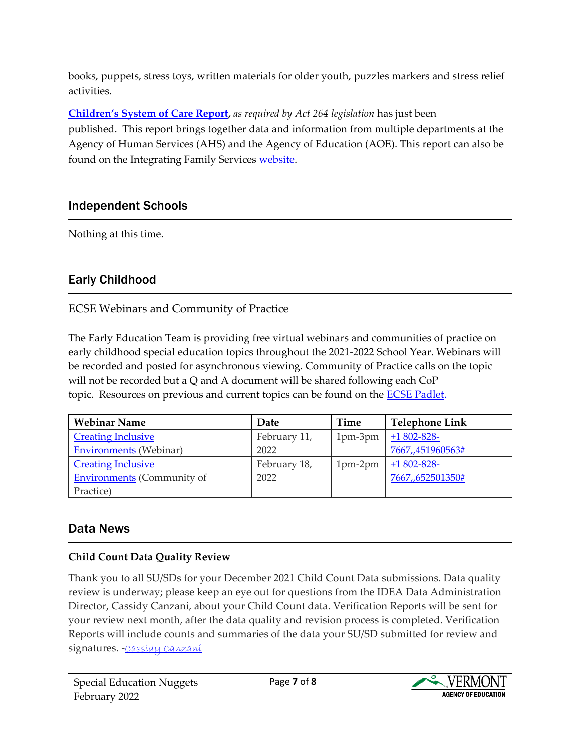books, puppets, stress toys, written materials for older youth, puzzles markers and stress relief activities.

**Children's System of Care Report**, *as required by Act 264 legislation* has just been published. This report brings together data and information from multiple departments at the Agency of Human Services (AHS) and the Agency of Education (AOE). This report can also be found on the Integrating Family Services website.

## Independent Schools

Nothing at this time.

## Early Childhood

### ECSE Webinars and Community of Practice

The Early Education Team is providing free virtual webinars and communities of practice on early childhood special education topics throughout the 2021-2022 School Year. Webinars will be recorded and posted for asynchronous viewing. Community of Practice calls on the topic will not be recorded but a Q and A document will be shared following each CoP topic. Resources on previous and current topics can be found on the ECSE Padlet.

| Webinar Name | Date | Time | Telephone Link |
|---|---|---|---|
| Creating Inclusive Environments (Webinar) | February 11, 2022 | 1pm-3pm | +1 802-828-7667,,451960563# |
| Creating Inclusive Environments (Community of Practice) | February 18, 2022 | 1pm-2pm | +1 802-828-7667,,652501350# |

## Data News

**Child Count Data Quality Review**

Thank you to all SU/SDs for your December 2021 Child Count Data submissions. Data quality review is underway; please keep an eye out for questions from the IDEA Data Administration Director, Cassidy Canzani, about your Child Count data. Verification Reports will be sent for your review next month, after the data quality and revision process is completed. Verification Reports will include counts and summaries of the data your SU/SD submitted for review and signatures. -Cassidy Canzani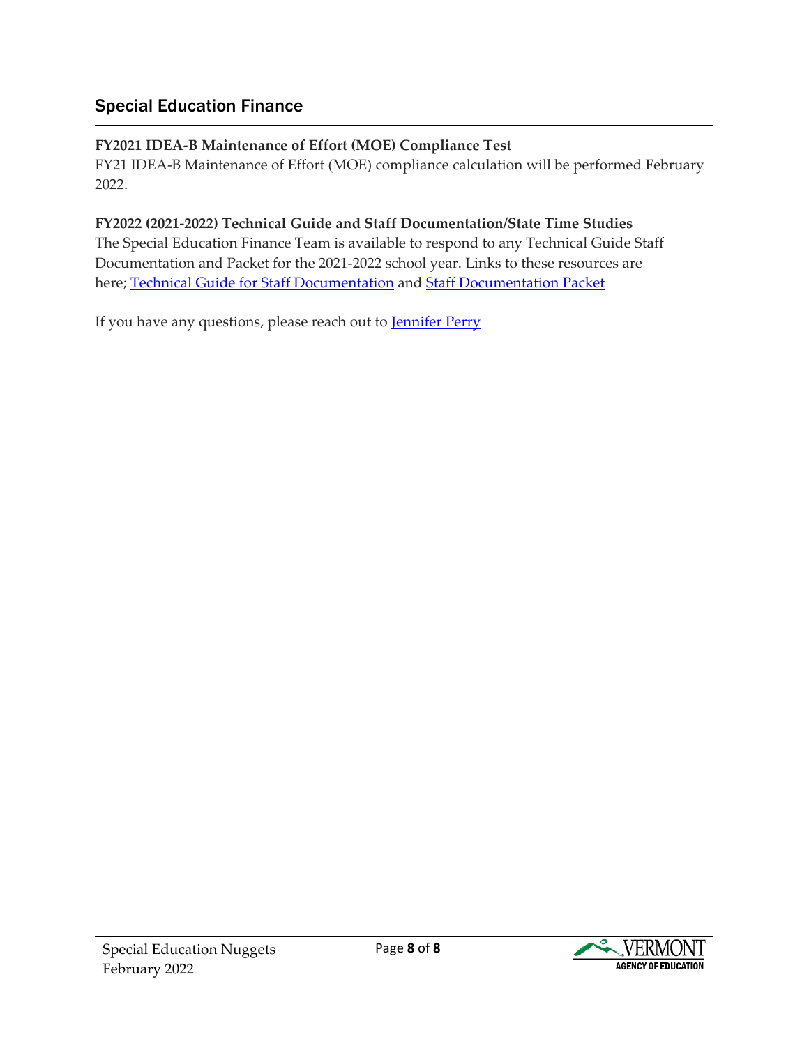## Special Education Finance

**FY2021 IDEA-B Maintenance of Effort (MOE) Compliance Test**

FY21 IDEA-B Maintenance of Effort (MOE) compliance calculation will be performed February 2022.

**FY2022 (2021-2022) Technical Guide and Staff Documentation/State Time Studies**

The Special Education Finance Team is available to respond to any Technical Guide Staff Documentation and Packet for the 2021-2022 school year. Links to these resources are here; Technical Guide for Staff Documentation and Staff Documentation Packet

If you have any questions, please reach out to Jennifer Perry